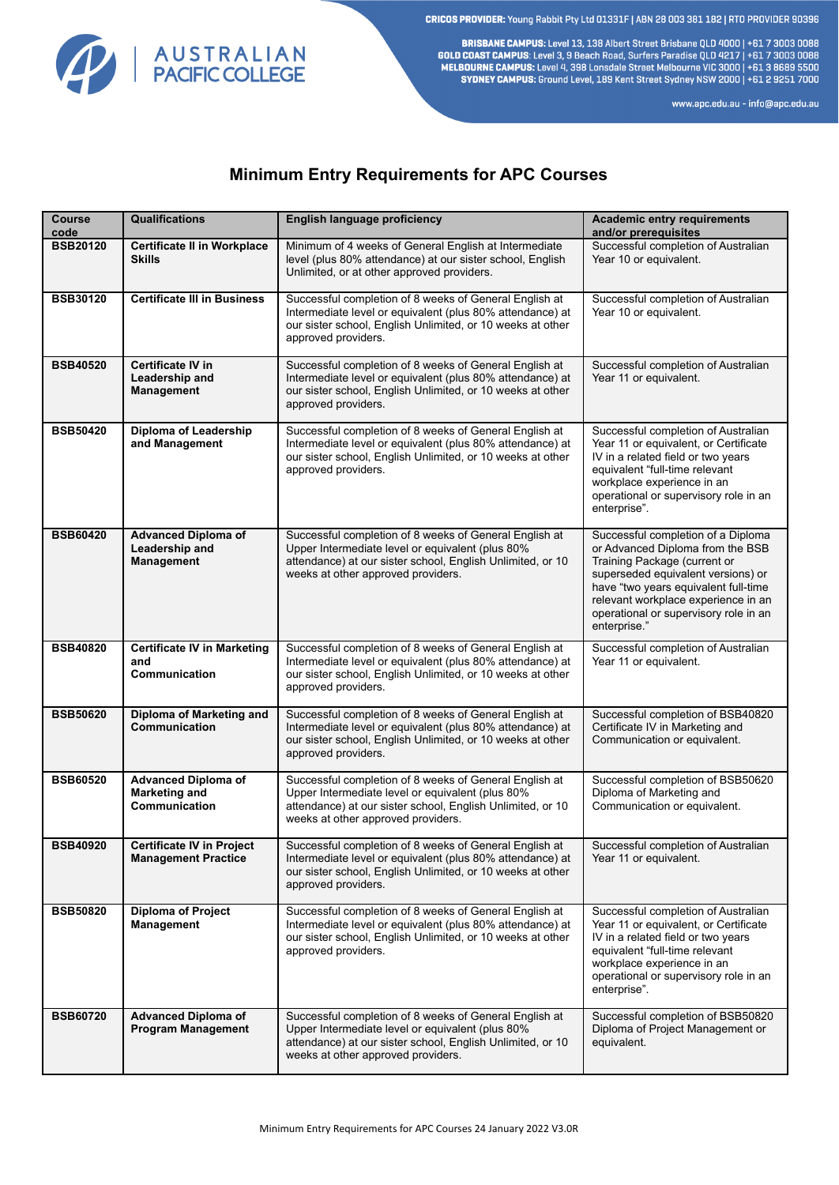CRICOS PROVIDER: Young Rabbit Pty Ltd 01331F | ABN 28 003 381 182 | RTO PROVIDER 90396

BRISBANE CAMPUS: Level 13, 138 Albert Street Brisbane QLD 4000 | +61 7 3003 0088
GOLD COAST CAMPUS: Level 3, 9 Beach Road, Surfers Paradise QLD 4217 | +61 7 3003 0088
MELBOURNE CAMPUS: Level 4, 398 Lonsdale Street Melbourne VIC 3000 | +61 3 8689 5500
SYDNEY CAMPUS: Ground Level, 189 Kent Street Sydney NSW 2000 | +61 2 9251 7000

www.apc.edu.au - info@apc.edu.au

# Minimum Entry Requirements for APC Courses

| Course code | Qualifications | English language proficiency | Academic entry requirements and/or prerequisites |
|---|---|---|---|
| **BSB20120** | **Certificate II in Workplace Skills** | Minimum of 4 weeks of General English at Intermediate level (plus 80% attendance) at our sister school, English Unlimited, or at other approved providers. | Successful completion of Australian Year 10 or equivalent. |
| **BSB30120** | **Certificate III in Business** | Successful completion of 8 weeks of General English at Intermediate level or equivalent (plus 80% attendance) at our sister school, English Unlimited, or 10 weeks at other approved providers. | Successful completion of Australian Year 10 or equivalent. |
| **BSB40520** | **Certificate IV in Leadership and Management** | Successful completion of 8 weeks of General English at Intermediate level or equivalent (plus 80% attendance) at our sister school, English Unlimited, or 10 weeks at other approved providers. | Successful completion of Australian Year 11 or equivalent. |
| **BSB50420** | **Diploma of Leadership and Management** | Successful completion of 8 weeks of General English at Intermediate level or equivalent (plus 80% attendance) at our sister school, English Unlimited, or 10 weeks at other approved providers. | Successful completion of Australian Year 11 or equivalent, or Certificate IV in a related field or two years equivalent "full-time relevant workplace experience in an operational or supervisory role in an enterprise". |
| **BSB60420** | **Advanced Diploma of Leadership and Management** | Successful completion of 8 weeks of General English at Upper Intermediate level or equivalent (plus 80% attendance) at our sister school, English Unlimited, or 10 weeks at other approved providers. | Successful completion of a Diploma or Advanced Diploma from the BSB Training Package (current or superseded equivalent versions) or have "two years equivalent full-time relevant workplace experience in an operational or supervisory role in an enterprise." |
| **BSB40820** | **Certificate IV in Marketing and Communication** | Successful completion of 8 weeks of General English at Intermediate level or equivalent (plus 80% attendance) at our sister school, English Unlimited, or 10 weeks at other approved providers. | Successful completion of Australian Year 11 or equivalent. |
| **BSB50620** | **Diploma of Marketing and Communication** | Successful completion of 8 weeks of General English at Intermediate level or equivalent (plus 80% attendance) at our sister school, English Unlimited, or 10 weeks at other approved providers. | Successful completion of BSB40820 Certificate IV in Marketing and Communication or equivalent. |
| **BSB60520** | **Advanced Diploma of Marketing and Communication** | Successful completion of 8 weeks of General English at Upper Intermediate level or equivalent (plus 80% attendance) at our sister school, English Unlimited, or 10 weeks at other approved providers. | Successful completion of BSB50620 Diploma of Marketing and Communication or equivalent. |
| **BSB40920** | **Certificate IV in Project Management Practice** | Successful completion of 8 weeks of General English at Intermediate level or equivalent (plus 80% attendance) at our sister school, English Unlimited, or 10 weeks at other approved providers. | Successful completion of Australian Year 11 or equivalent. |
| **BSB50820** | **Diploma of Project Management** | Successful completion of 8 weeks of General English at Intermediate level or equivalent (plus 80% attendance) at our sister school, English Unlimited, or 10 weeks at other approved providers. | Successful completion of Australian Year 11 or equivalent, or Certificate IV in a related field or two years equivalent "full-time relevant workplace experience in an operational or supervisory role in an enterprise". |
| **BSB60720** | **Advanced Diploma of Program Management** | Successful completion of 8 weeks of General English at Upper Intermediate level or equivalent (plus 80% attendance) at our sister school, English Unlimited, or 10 weeks at other approved providers. | Successful completion of BSB50820 Diploma of Project Management or equivalent. |

Minimum Entry Requirements for APC Courses 24 January 2022 V3.0R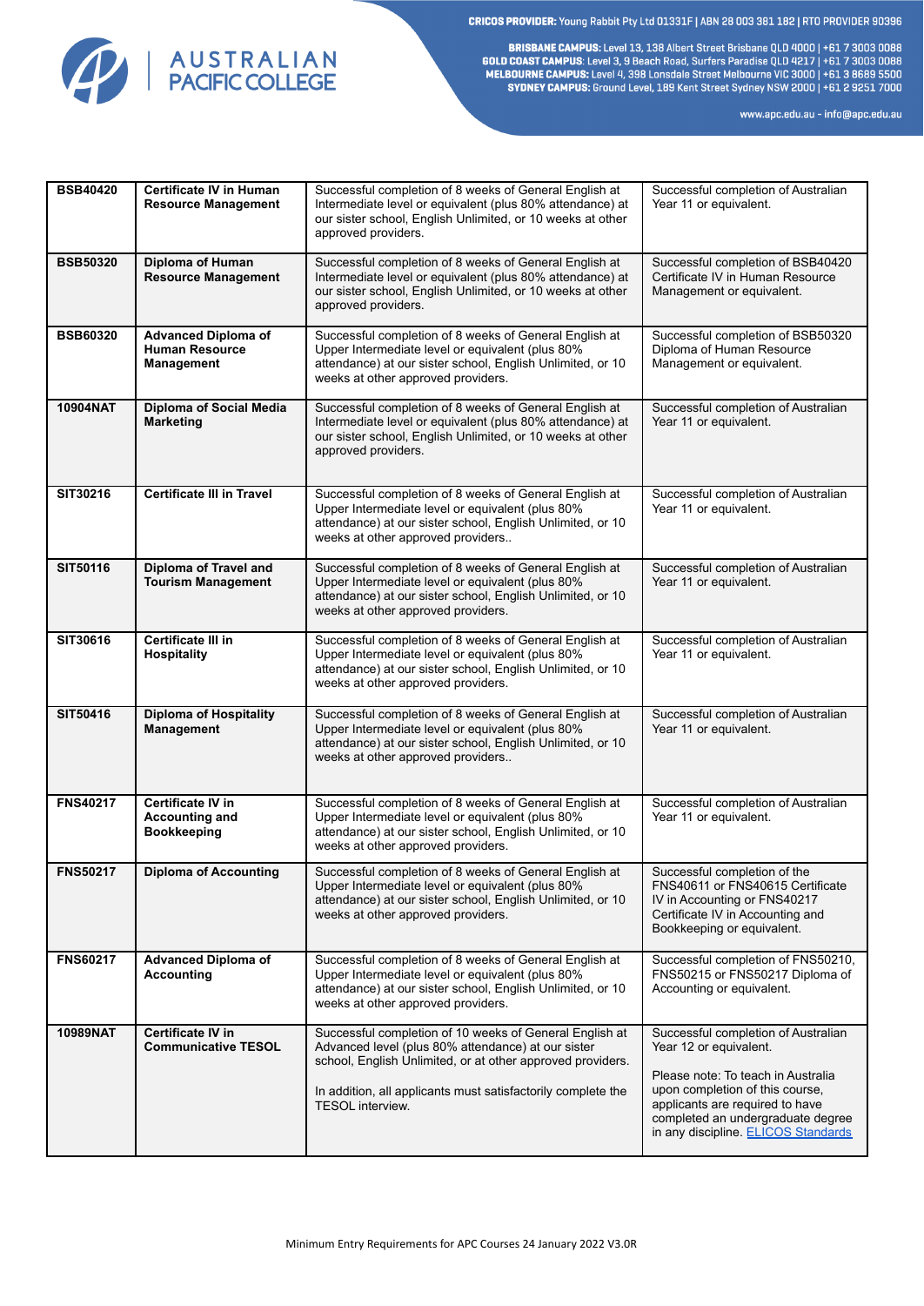| | | | |
|---|---|---|---|
| **BSB40420** | **Certificate IV in Human Resource Management** | Successful completion of 8 weeks of General English at Intermediate level or equivalent (plus 80% attendance) at our sister school, English Unlimited, or 10 weeks at other approved providers. | Successful completion of Australian Year 11 or equivalent. |
| **BSB50320** | **Diploma of Human Resource Management** | Successful completion of 8 weeks of General English at Intermediate level or equivalent (plus 80% attendance) at our sister school, English Unlimited, or 10 weeks at other approved providers. | Successful completion of BSB40420 Certificate IV in Human Resource Management or equivalent. |
| **BSB60320** | **Advanced Diploma of Human Resource Management** | Successful completion of 8 weeks of General English at Upper Intermediate level or equivalent (plus 80% attendance) at our sister school, English Unlimited, or 10 weeks at other approved providers. | Successful completion of BSB50320 Diploma of Human Resource Management or equivalent. |
| **10904NAT** | **Diploma of Social Media Marketing** | Successful completion of 8 weeks of General English at Intermediate level or equivalent (plus 80% attendance) at our sister school, English Unlimited, or 10 weeks at other approved providers. | Successful completion of Australian Year 11 or equivalent. |
| **SIT30216** | **Certificate III in Travel** | Successful completion of 8 weeks of General English at Upper Intermediate level or equivalent (plus 80% attendance) at our sister school, English Unlimited, or 10 weeks at other approved providers.. | Successful completion of Australian Year 11 or equivalent. |
| **SIT50116** | **Diploma of Travel and Tourism Management** | Successful completion of 8 weeks of General English at Upper Intermediate level or equivalent (plus 80% attendance) at our sister school, English Unlimited, or 10 weeks at other approved providers. | Successful completion of Australian Year 11 or equivalent. |
| **SIT30616** | **Certificate III in Hospitality** | Successful completion of 8 weeks of General English at Upper Intermediate level or equivalent (plus 80% attendance) at our sister school, English Unlimited, or 10 weeks at other approved providers. | Successful completion of Australian Year 11 or equivalent. |
| **SIT50416** | **Diploma of Hospitality Management** | Successful completion of 8 weeks of General English at Upper Intermediate level or equivalent (plus 80% attendance) at our sister school, English Unlimited, or 10 weeks at other approved providers.. | Successful completion of Australian Year 11 or equivalent. |
| **FNS40217** | **Certificate IV in Accounting and Bookkeeping** | Successful completion of 8 weeks of General English at Upper Intermediate level or equivalent (plus 80% attendance) at our sister school, English Unlimited, or 10 weeks at other approved providers. | Successful completion of Australian Year 11 or equivalent. |
| **FNS50217** | **Diploma of Accounting** | Successful completion of 8 weeks of General English at Upper Intermediate level or equivalent (plus 80% attendance) at our sister school, English Unlimited, or 10 weeks at other approved providers. | Successful completion of the FNS40611 or FNS40615 Certificate IV in Accounting or FNS40217 Certificate IV in Accounting and Bookkeeping or equivalent. |
| **FNS60217** | **Advanced Diploma of Accounting** | Successful completion of 8 weeks of General English at Upper Intermediate level or equivalent (plus 80% attendance) at our sister school, English Unlimited, or 10 weeks at other approved providers. | Successful completion of FNS50210, FNS50215 or FNS50217 Diploma of Accounting or equivalent. |
| **10989NAT** | **Certificate IV in Communicative TESOL** | Successful completion of 10 weeks of General English at Advanced level (plus 80% attendance) at our sister school, English Unlimited, or at other approved providers.<br><br>In addition, all applicants must satisfactorily complete the TESOL interview. | Successful completion of Australian Year 12 or equivalent.<br><br>Please note: To teach in Australia upon completion of this course, applicants are required to have completed an undergraduate degree in any discipline. ELICOS Standards |

Minimum Entry Requirements for APC Courses 24 January 2022 V3.0R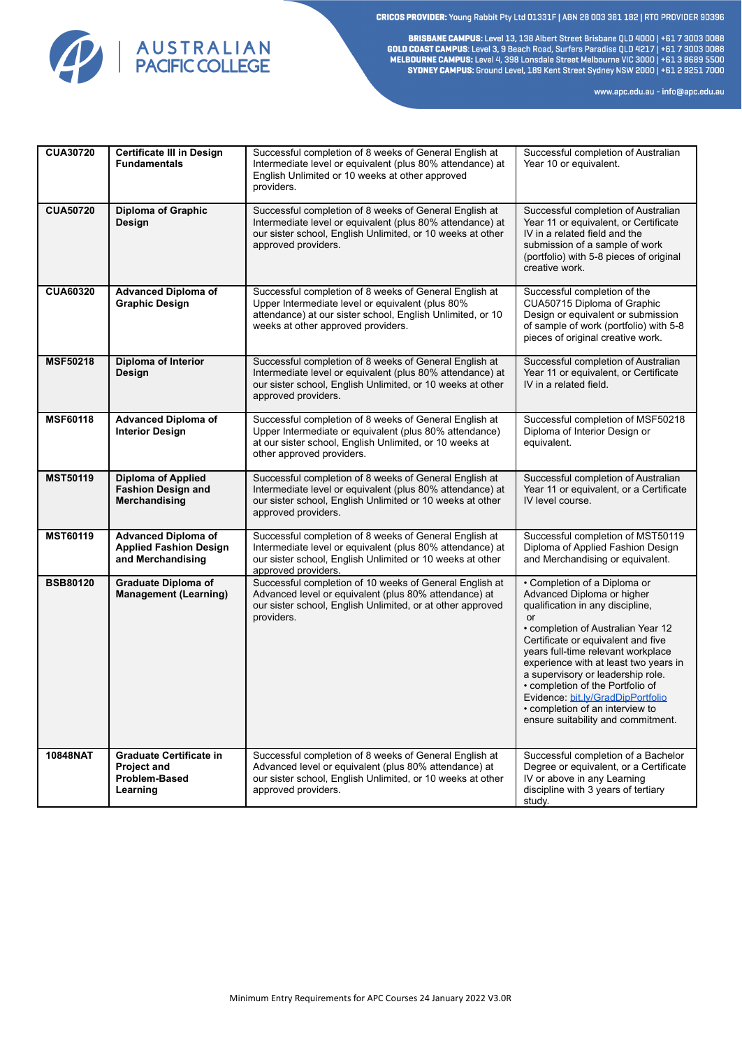| | | | |
|---|---|---|---|
| **CUA30720** | **Certificate III in Design Fundamentals** | Successful completion of 8 weeks of General English at Intermediate level or equivalent (plus 80% attendance) at English Unlimited or 10 weeks at other approved providers. | Successful completion of Australian Year 10 or equivalent. |
| **CUA50720** | **Diploma of Graphic Design** | Successful completion of 8 weeks of General English at Intermediate level or equivalent (plus 80% attendance) at our sister school, English Unlimited, or 10 weeks at other approved providers. | Successful completion of Australian Year 11 or equivalent, or Certificate IV in a related field and the submission of a sample of work (portfolio) with 5-8 pieces of original creative work. |
| **CUA60320** | **Advanced Diploma of Graphic Design** | Successful completion of 8 weeks of General English at Upper Intermediate level or equivalent (plus 80% attendance) at our sister school, English Unlimited, or 10 weeks at other approved providers. | Successful completion of the CUA50715 Diploma of Graphic Design or equivalent or submission of sample of work (portfolio) with 5-8 pieces of original creative work. |
| **MSF50218** | **Diploma of Interior Design** | Successful completion of 8 weeks of General English at Intermediate level or equivalent (plus 80% attendance) at our sister school, English Unlimited, or 10 weeks at other approved providers. | Successful completion of Australian Year 11 or equivalent, or Certificate IV in a related field. |
| **MSF60118** | **Advanced Diploma of Interior Design** | Successful completion of 8 weeks of General English at Upper Intermediate or equivalent (plus 80% attendance) at our sister school, English Unlimited, or 10 weeks at other approved providers. | Successful completion of MSF50218 Diploma of Interior Design or equivalent. |
| **MST50119** | **Diploma of Applied Fashion Design and Merchandising** | Successful completion of 8 weeks of General English at Intermediate level or equivalent (plus 80% attendance) at our sister school, English Unlimited or 10 weeks at other approved providers. | Successful completion of Australian Year 11 or equivalent, or a Certificate IV level course. |
| **MST60119** | **Advanced Diploma of Applied Fashion Design and Merchandising** | Successful completion of 8 weeks of General English at Intermediate level or equivalent (plus 80% attendance) at our sister school, English Unlimited or 10 weeks at other approved providers. | Successful completion of MST50119 Diploma of Applied Fashion Design and Merchandising or equivalent. |
| **BSB80120** | **Graduate Diploma of Management (Learning)** | Successful completion of 10 weeks of General English at Advanced level or equivalent (plus 80% attendance) at our sister school, English Unlimited, or at other approved providers. | • Completion of a Diploma or Advanced Diploma or higher qualification in any discipline, or • completion of Australian Year 12 Certificate or equivalent and five years full-time relevant workplace experience with at least two years in a supervisory or leadership role. • completion of the Portfolio of Evidence: bit.ly/GradDipPortfolio • completion of an interview to ensure suitability and commitment. |
| **10848NAT** | **Graduate Certificate in Project and Problem-Based Learning** | Successful completion of 8 weeks of General English at Advanced level or equivalent (plus 80% attendance) at our sister school, English Unlimited, or 10 weeks at other approved providers. | Successful completion of a Bachelor Degree or equivalent, or a Certificate IV or above in any Learning discipline with 3 years of tertiary study. |